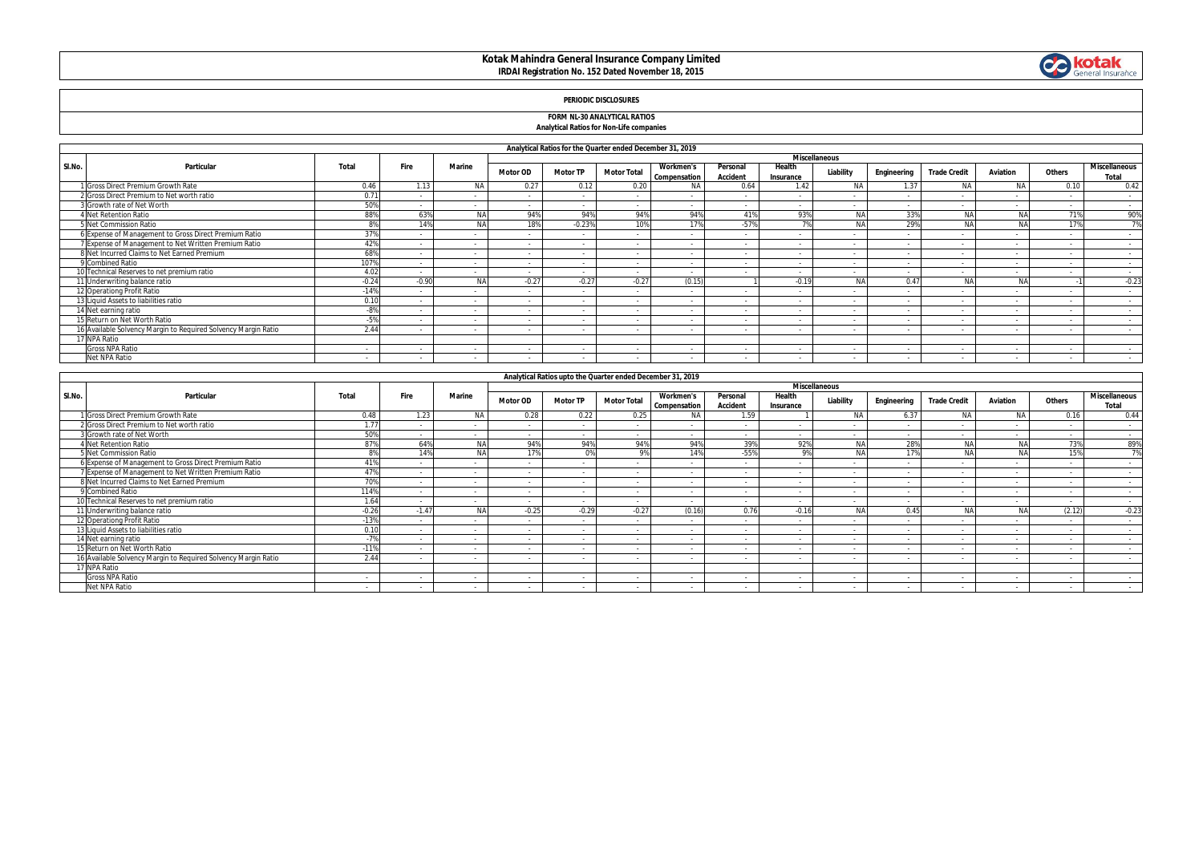# Kotak Mahindra General Insurance Company Limited

**IRDAI Registration No. 152 Dated November 18, 2015**

## PERIODIC DISCLOSURES

### FORM NL-30 ANALYTICAL RATIOS

**Analytical Ratios for Non-Life companies**

| Sl.No. | Particular | Total | Fire | Marine | Miscellaneous | | | | | | | | | | | | |
|---|---|---|---|---|---|---|---|---|---|---|---|---|---|---|---|---|---|
| | | | | | Motor OD | Motor TP | Motor Total | Workmen's Compensation | Personal Accident | Health Insurance | Liability | Engineering | Trade Credit | Aviation | Others | Miscellaneous Total |
| | **Analytical Ratios for the Quarter ended December 31, 2019** | | | | | | | | | | | | | | | | |
| 1 | Gross Direct Premium Growth Rate | 0.46 | 1.13 | NA | 0.27 | 0.12 | 0.20 | NA | 0.64 | 1.42 | NA | 1.37 | NA | NA | 0.10 | 0.42 |
| 2 | Gross Direct Premium to Net worth ratio | 0.71 | - | - | - | - | - | - | - | - | - | - | - | - | - | - |
| 3 | Growth rate of Net Worth | 50% | - | - | - | - | - | - | - | - | - | - | - | - | - | - |
| 4 | Net Retention Ratio | 88% | 63% | NA | 94% | 94% | 94% | 94% | 41% | 93% | NA | 33% | NA | NA | 71% | 90% |
| 5 | Net Commission Ratio | 8% | 14% | NA | 18% | -0.23% | 10% | 17% | -57% | 7% | NA | 29% | NA | NA | 17% | 7% |
| 6 | Expense of Management to Gross Direct Premium Ratio | 37% | - | - | - | - | - | - | - | - | - | - | - | - | - | - |
| 7 | Expense of Management to Net Written Premium Ratio | 42% | - | - | - | - | - | - | - | - | - | - | - | - | - | - |
| 8 | Net Incurred Claims to Net Earned Premium | 68% | - | - | - | - | - | - | - | - | - | - | - | - | - | - |
| 9 | Combined Ratio | 107% | - | - | - | - | - | - | - | - | - | - | - | - | - | - |
| 10 | Technical Reserves to net premium ratio | 4.02 | - | - | - | - | - | - | - | - | - | - | - | - | - | - |
| 11 | Underwriting balance ratio | -0.24 | -0.90 | NA | -0.27 | -0.27 | -0.27 | (0.15) | 1 | -0.19 | NA | 0.47 | NA | NA | -1 | -0.23 |
| 12 | Operationg Profit Ratio | -14% | - | - | - | - | - | - | - | - | - | - | - | - | - | - |
| 13 | Liquid Assets to liabilities ratio | 0.10 | - | - | - | - | - | - | - | - | - | - | - | - | - | - |
| 14 | Net earning ratio | -8% | - | - | - | - | - | - | - | - | - | - | - | - | - | - |
| 15 | Return on Net Worth Ratio | -5% | - | - | - | - | - | - | - | - | - | - | - | - | - | - |
| 16 | Available Solvency Margin to Required Solvency Margin Ratio | 2.44 | - | - | - | - | - | - | - | - | - | - | - | - | - | - |
| 17 | NPA Ratio | | | | | | | | | | | | | | | |
| | Gross NPA Ratio | - | - | - | - | - | - | - | - | - | - | - | - | - | - | - |
| | Net NPA Ratio | - | - | - | - | - | - | - | - | - | - | - | - | - | - | - |

| Sl.No. | Particular | Total | Fire | Marine | Miscellaneous | | | | | | | | | | | | |
|---|---|---|---|---|---|---|---|---|---|---|---|---|---|---|---|---|---|
| | | | | | Motor OD | Motor TP | Motor Total | Workmen's Compensation | Personal Accident | Health Insurance | Liability | Engineering | Trade Credit | Aviation | Others | Miscellaneous Total |
| | **Analytical Ratios upto the Quarter ended December 31, 2019** | | | | | | | | | | | | | | | | |
| 1 | Gross Direct Premium Growth Rate | 0.48 | 1.23 | NA | 0.28 | 0.22 | 0.25 | NA | 1.59 | 1 | NA | 6.37 | NA | NA | 0.16 | 0.44 |
| 2 | Gross Direct Premium to Net worth ratio | 1.77 | - | - | - | - | - | - | - | - | - | - | - | - | - | - |
| 3 | Growth rate of Net Worth | 50% | - | - | - | - | - | - | - | - | - | - | - | - | - | - |
| 4 | Net Retention Ratio | 87% | 64% | NA | 94% | 94% | 94% | 94% | 39% | 92% | NA | 28% | NA | NA | 73% | 89% |
| 5 | Net Commission Ratio | 8% | 14% | NA | 17% | 0% | 9% | 14% | -55% | 9% | NA | 17% | NA | NA | 15% | 7% |
| 6 | Expense of Management to Gross Direct Premium Ratio | 41% | - | - | - | - | - | - | - | - | - | - | - | - | - | - |
| 7 | Expense of Management to Net Written Premium Ratio | 47% | - | - | - | - | - | - | - | - | - | - | - | - | - | - |
| 8 | Net Incurred Claims to Net Earned Premium | 70% | - | - | - | - | - | - | - | - | - | - | - | - | - | - |
| 9 | Combined Ratio | 114% | - | - | - | - | - | - | - | - | - | - | - | - | - | - |
| 10 | Technical Reserves to net premium ratio | 1.64 | - | - | - | - | - | - | - | - | - | - | - | - | - | - |
| 11 | Underwriting balance ratio | -0.26 | -1.47 | NA | -0.25 | -0.29 | -0.27 | (0.16) | 0.76 | -0.16 | NA | 0.45 | NA | NA | (2.12) | -0.23 |
| 12 | Operationg Profit Ratio | -13% | - | - | - | - | - | - | - | - | - | - | - | - | - | - |
| 13 | Liquid Assets to liabilities ratio | 0.10 | - | - | - | - | - | - | - | - | - | - | - | - | - | - |
| 14 | Net earning ratio | -7% | - | - | - | - | - | - | - | - | - | - | - | - | - | - |
| 15 | Return on Net Worth Ratio | -11% | - | - | - | - | - | - | - | - | - | - | - | - | - | - |
| 16 | Available Solvency Margin to Required Solvency Margin Ratio | 2.44 | - | - | - | - | - | - | - | - | - | - | - | - | - | - |
| 17 | NPA Ratio | | | | | | | | | | | | | | | |
| | Gross NPA Ratio | - | - | - | - | - | - | - | - | - | - | - | - | - | - | - |
| | Net NPA Ratio | - | - | - | - | - | - | - | - | - | - | - | - | - | - | - |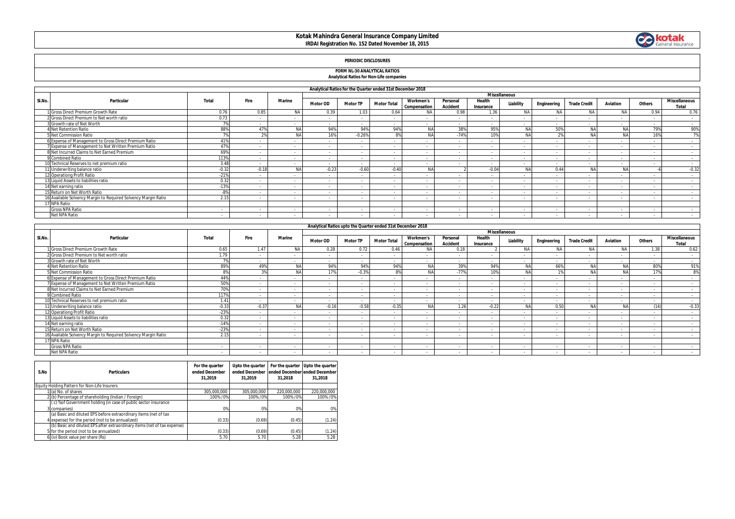# Kotak Mahindra General Insurance Company Limited

**IRDAI Registration No. 152 Dated November 18, 2015**

## PERIODIC DISCLOSURES

### FORM NL-30 ANALYTICAL RATIOS

**Analytical Ratios for Non-Life companies**

**Analytical Ratios for the Quarter ended 31st December 2018**

| Sl.No. | Particular | Total | Fire | Marine | Miscellaneous | | | | | | | | | | | |
|---|---|---|---|---|---|---|---|---|---|---|---|---|---|---|---|---|
| | | | | | Motor OD | Motor TP | Motor Total | Workmen's Compensation | Personal Accident | Health Insurance | Liability | Engineering | Trade Credit | Aviation | Others | Miscellaneous Total |
| 1 | Gross Direct Premium Growth Rate | 0.76 | 0.85 | NA | 0.39 | 1.03 | 0.64 | NA | 0.98 | 1.36 | NA | NA | NA | NA | 0.94 | 0.76 |
| 2 | Gross Direct Premium to Net worth ratio | 0.73 | - | - | - | - | - | - | - | - | - | - | - | - | - | - |
| 3 | Growth rate of Net Worth | 7% | - | - | - | - | - | - | - | - | - | - | - | - | - | - |
| 4 | Net Retention Ratio | 88% | 47% | NA | 94% | 94% | 94% | NA | 38% | 95% | NA | 50% | NA | NA | 79% | 90% |
| 5 | Net Commission Ratio | 7% | 2% | NA | 16% | -0.26% | 8% | NA | -74% | 10% | NA | 2% | NA | NA | 16% | 7% |
| 6 | Expense of Management to Gross Direct Premium Ratio | 41% | - | - | - | - | - | - | - | - | - | - | - | - | - | - |
| 7 | Expense of Management to Net Written Premium Ratio | 47% | - | - | - | - | - | - | - | - | - | - | - | - | - | - |
| 8 | Net Incurred Claims to Net Earned Premium | 69% | - | - | - | - | - | - | - | - | - | - | - | - | - | - |
| 9 | Combined Ratio | 113% | - | - | - | - | - | - | - | - | - | - | - | - | - | - |
| 10 | Technical Reserves to net premium ratio | 3.48 | - | - | - | - | - | - | - | - | - | - | - | - | - | - |
| 11 | Underwriting balance ratio | -0.32 | -0.18 | NA | -0.23 | -0.60 | -0.40 | NA | 2 | -0.04 | NA | 0.44 | NA | NA | -6 | -0.32 |
| 12 | Operationg Profit Ratio | -21% | - | - | - | - | - | - | - | - | - | - | - | - | - | - |
| 13 | Liquid Assets to liabilities ratio | 0.32 | - | - | - | - | - | - | - | - | - | - | - | - | - | - |
| 14 | Net earning ratio | -13% | - | - | - | - | - | - | - | - | - | - | - | - | - | - |
| 15 | Return on Net Worth Ratio | -8% | - | - | - | - | - | - | - | - | - | - | - | - | - | - |
| 16 | Available Solvency Margin to Required Solvency Margin Ratio | 2.15 | - | - | - | - | - | - | - | - | - | - | - | - | - | - |
| 17 | NPA Ratio | | | | | | | | | | | | | | | |
| | Gross NPA Ratio | - | - | - | - | - | - | - | - | - | - | - | - | - | - | - |
| | Net NPA Ratio | - | - | - | - | - | - | - | - | - | - | - | - | - | - | - |

**Analytical Ratios upto the Quarter ended 31st December 2018**

| Sl.No. | Particular | Total | Fire | Marine | Miscellaneous | | | | | | | | | | | |
|---|---|---|---|---|---|---|---|---|---|---|---|---|---|---|---|---|
| | | | | | Motor OD | Motor TP | Motor Total | Workmen's Compensation | Personal Accident | Health Insurance | Liability | Engineering | Trade Credit | Aviation | Others | Miscellaneous Total |
| 1 | Gross Direct Premium Growth Rate | 0.65 | 1.47 | NA | 0.28 | 0.72 | 0.46 | NA | 0.18 | 2 | NA | NA | NA | NA | 1.38 | 0.62 |
| 2 | Gross Direct Premium to Net worth ratio | 1.79 | - | - | - | - | - | - | - | - | - | - | - | - | - | - |
| 3 | Growth rate of Net Worth | 7% | - | - | - | - | - | - | - | - | - | - | - | - | - | - |
| 4 | Net Retention Ratio | 89% | 49% | NA | 94% | 94% | 94% | NA | 39% | 94% | NA | 66% | NA | NA | 80% | 91% |
| 5 | Net Commission Ratio | 8% | 3% | NA | 17% | -0.3% | 8% | NA | -77% | 10% | NA | 1% | NA | NA | 17% | 8% |
| 6 | Expense of Management to Gross Direct Premium Ratio | 44% | - | - | - | - | - | - | - | - | - | - | - | - | - | - |
| 7 | Expense of Management to Net Written Premium Ratio | 50% | - | - | - | - | - | - | - | - | - | - | - | - | - | - |
| 8 | Net Incurred Claims to Net Earned Premium | 70% | - | - | - | - | - | - | - | - | - | - | - | - | - | - |
| 9 | Combined Ratio | 117% | - | - | - | - | - | - | - | - | - | - | - | - | - | - |
| 10 | Technical Reserves to net premium ratio | 1.41 | - | - | - | - | - | - | - | - | - | - | - | - | - | - |
| 11 | Underwriting balance ratio | -0.33 | -0.37 | NA | -0.16 | -0.58 | -0.35 | NA | 1.26 | -0.22 | NA | 0.50 | NA | NA | (14) | -0.33 |
| 12 | Operationg Profit Ratio | -23% | - | - | - | - | - | - | - | - | - | - | - | - | - | - |
| 13 | Liquid Assets to liabilities ratio | 0.32 | - | - | - | - | - | - | - | - | - | - | - | - | - | - |
| 14 | Net earning ratio | -14% | - | - | - | - | - | - | - | - | - | - | - | - | - | - |
| 15 | Return on Net Worth Ratio | -23% | - | - | - | - | - | - | - | - | - | - | - | - | - | - |
| 16 | Available Solvency Margin to Required Solvency Margin Ratio | 2.15 | - | - | - | - | - | - | - | - | - | - | - | - | - | - |
| 17 | NPA Ratio | | | | | | | | | | | | | | | |
| | Gross NPA Ratio | - | - | - | - | - | - | - | - | - | - | - | - | - | - | - |
| | Net NPA Ratio | - | - | - | - | - | - | - | - | - | - | - | - | - | - | - |

| S.No | Particulars | For the quarter ended December 31,2019 | Upto the quarter ended December 31,2019 | For the quarter ended December 31,2018 | Upto the quarter ended December 31,2018 |
|---|---|---|---|---|---|
| | Equity Holding Pattern for Non-Life Insurers | | | | |
| 1 | (a) No. of shares | 305,000,000 | 305,000,000 | 220,000,000 | 220,000,000 |
| 2 | (b) Percentage of shareholding (Indian / Foreign) | 100% /0% | 100% /0% | 100% /0% | 100% /0% |
| 3 | ( c) %of Government holding (in case of public sector insurance companies) | 0% | 0% | 0% | 0% |
| 4 | (a) Basic and diluted EPS before extraordinary items (net of tax expense) for the period (not to be annualized) | (0.33) | (0.69) | (0.45) | (1.24) |
| 5 | (b) Basic and diluted EPS after extraordinary items (net of tax expense) for the period (not to be annualized) | (0.33) | (0.69) | (0.45) | (1.24) |
| 6 | (iv) Book value per share (Rs) | 5.70 | 5.70 | 5.28 | 5.28 |